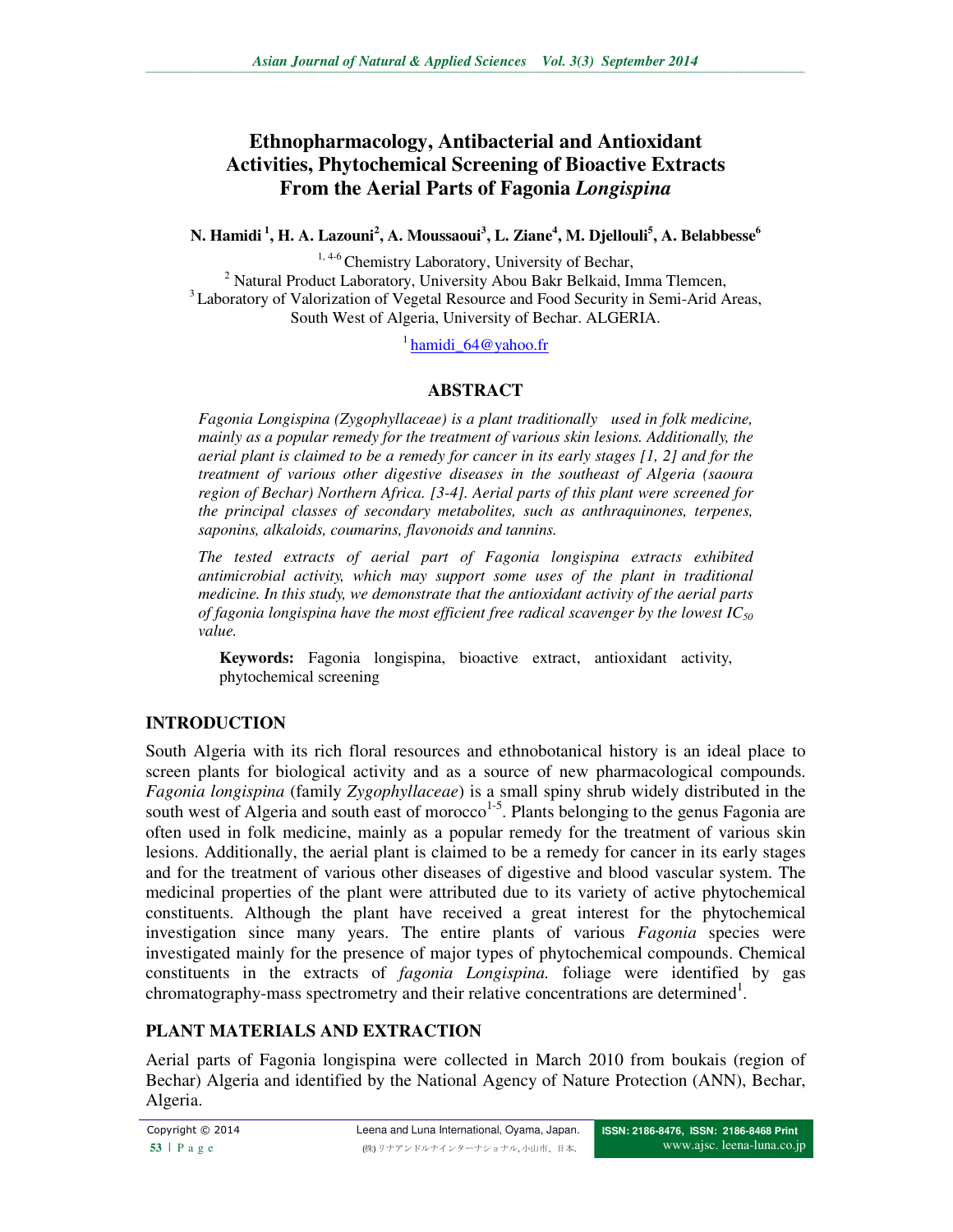# Ethnopharmacology, Antibacterial and Antioxidant Activities, Phytochemical Screening of Bioactive Extracts From the Aerial Parts of Fagonia *Longispina*

**N. Hamidi [1], H. A. Lazouni[2], A. Moussaoui[3], L. Ziane[4], M. Djellouli[5], A. Belabbesse[6]**

[1, 4-6] Chemistry Laboratory, University of Bechar,
[2] Natural Product Laboratory, University Abou Bakr Belkaid, Imma Tlemcen,
[3] Laboratory of Valorization of Vegetal Resource and Food Security in Semi-Arid Areas, South West of Algeria, University of Bechar. ALGERIA.

[1] hamidi_64@yahoo.fr

## ABSTRACT

*Fagonia Longispina (Zygophyllaceae) is a plant traditionally used in folk medicine, mainly as a popular remedy for the treatment of various skin lesions. Additionally, the aerial plant is claimed to be a remedy for cancer in its early stages [1, 2] and for the treatment of various other digestive diseases in the southeast of Algeria (saoura region of Bechar) Northern Africa. [3-4]. Aerial parts of this plant were screened for the principal classes of secondary metabolites, such as anthraquinones, terpenes, saponins, alkaloids, coumarins, flavonoids and tannins.*

*The tested extracts of aerial part of Fagonia longispina extracts exhibited antimicrobial activity, which may support some uses of the plant in traditional medicine. In this study, we demonstrate that the antioxidant activity of the aerial parts of fagonia longispina have the most efficient free radical scavenger by the lowest $IC_{50}$ value.*

**Keywords:** Fagonia longispina, bioactive extract, antioxidant activity, phytochemical screening

## INTRODUCTION

South Algeria with its rich floral resources and ethnobotanical history is an ideal place to screen plants for biological activity and as a source of new pharmacological compounds. *Fagonia longispina* (family *Zygophyllaceae*) is a small spiny shrub widely distributed in the south west of Algeria and south east of morocco[1-5]. Plants belonging to the genus Fagonia are often used in folk medicine, mainly as a popular remedy for the treatment of various skin lesions. Additionally, the aerial plant is claimed to be a remedy for cancer in its early stages and for the treatment of various other diseases of digestive and blood vascular system. The medicinal properties of the plant were attributed due to its variety of active phytochemical constituents. Although the plant have received a great interest for the phytochemical investigation since many years. The entire plants of various *Fagonia* species were investigated mainly for the presence of major types of phytochemical compounds. Chemical constituents in the extracts of *fagonia Longispina.* foliage were identified by gas chromatography-mass spectrometry and their relative concentrations are determined[1].

## PLANT MATERIALS AND EXTRACTION

Aerial parts of Fagonia longispina were collected in March 2010 from boukais (region of Bechar) Algeria and identified by the National Agency of Nature Protection (ANN), Bechar, Algeria.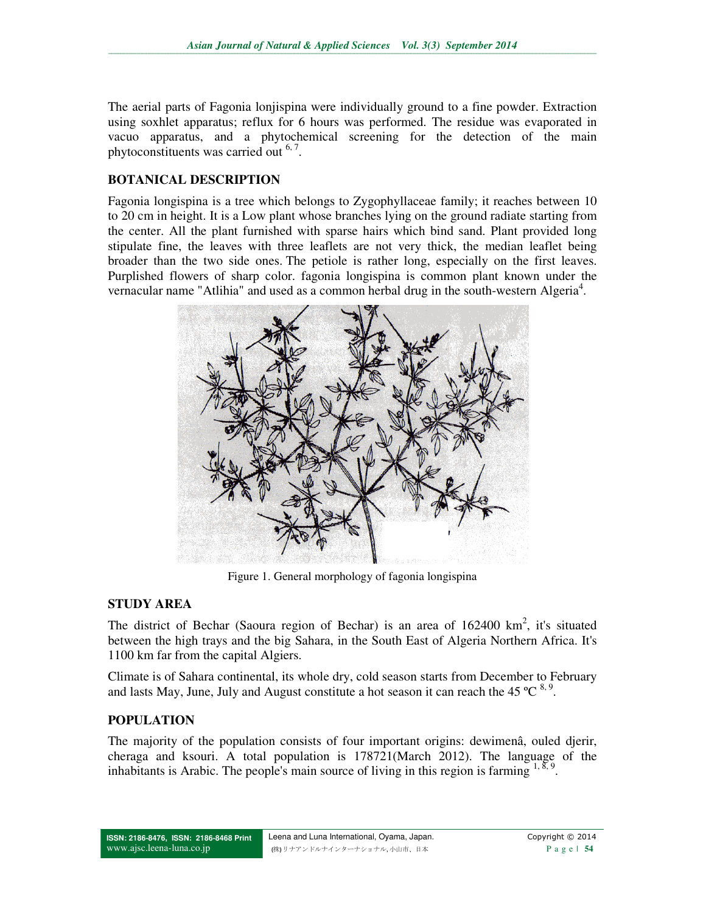The aerial parts of Fagonia lonjispina were individually ground to a fine powder. Extraction using soxhlet apparatus; reflux for 6 hours was performed. The residue was evaporated in vacuo apparatus, and a phytochemical screening for the detection of the main phytoconstituents was carried out [6, 7].

## BOTANICAL DESCRIPTION

Fagonia longispina is a tree which belongs to Zygophyllaceae family; it reaches between 10 to 20 cm in height. It is a Low plant whose branches lying on the ground radiate starting from the center. All the plant furnished with sparse hairs which bind sand. Plant provided long stipulate fine, the leaves with three leaflets are not very thick, the median leaflet being broader than the two side ones. The petiole is rather long, especially on the first leaves. Purplished flowers of sharp color. fagonia longispina is common plant known under the vernacular name "Atlihia" and used as a common herbal drug in the south-western Algeria[4].

Figure 1. General morphology of fagonia longispina

## STUDY AREA

The district of Bechar (Saoura region of Bechar) is an area of 162400 km$^2$, it's situated between the high trays and the big Sahara, in the South East of Algeria Northern Africa. It's 1100 km far from the capital Algiers.

Climate is of Sahara continental, its whole dry, cold season starts from December to February and lasts May, June, July and August constitute a hot season it can reach the 45 ºC [8, 9].

## POPULATION

The majority of the population consists of four important origins: dewimenâ, ouled djerir, cheraga and ksouri. A total population is 178721(March 2012). The language of the inhabitants is Arabic. The people's main source of living in this region is farming [1, 8, 9].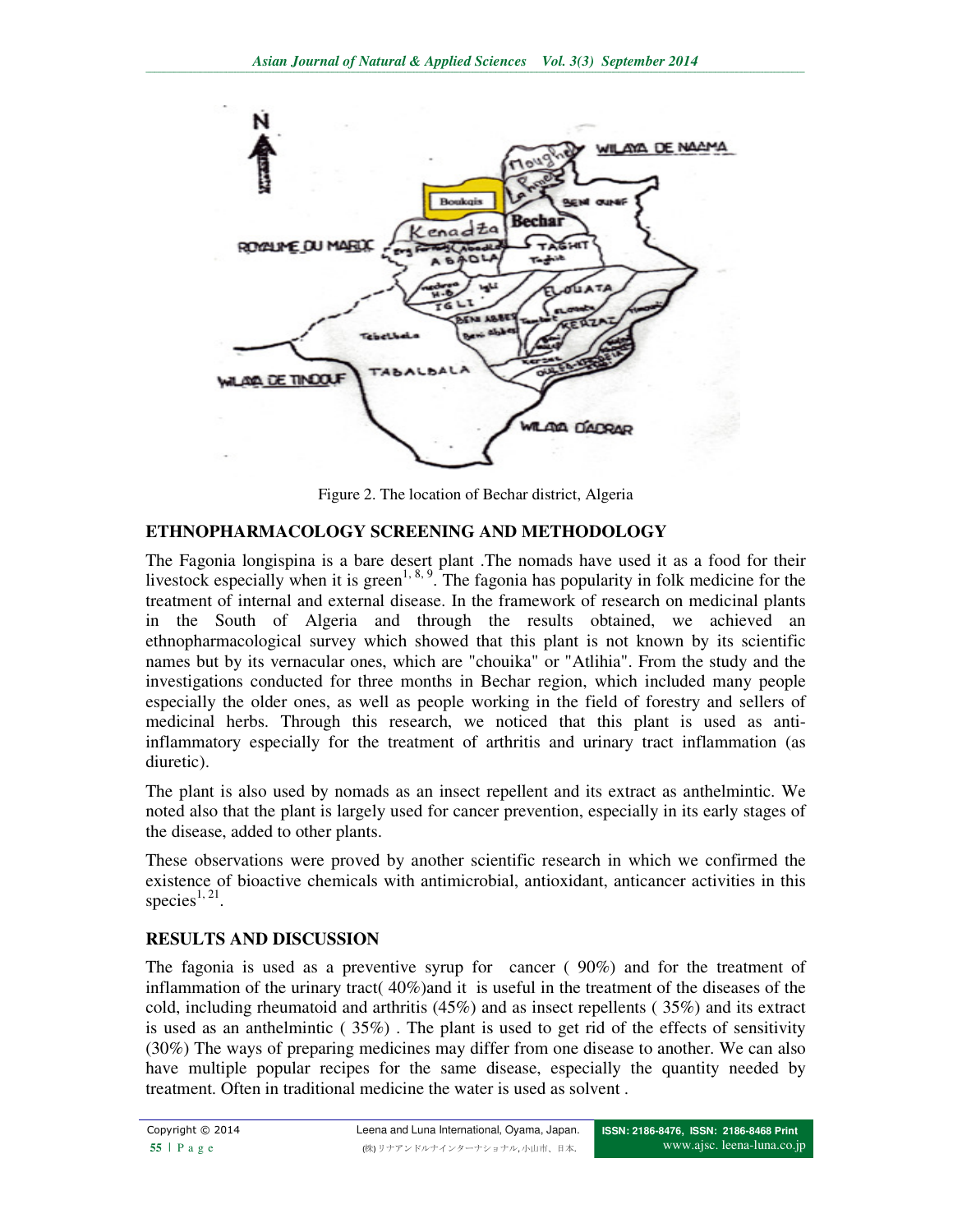Figure 2. The location of Bechar district, Algeria

## ETHNOPHARMACOLOGY SCREENING AND METHODOLOGY

The Fagonia longispina is a bare desert plant .The nomads have used it as a food for their livestock especially when it is green[1, 8, 9]. The fagonia has popularity in folk medicine for the treatment of internal and external disease. In the framework of research on medicinal plants in the South of Algeria and through the results obtained, we achieved an ethnopharmacological survey which showed that this plant is not known by its scientific names but by its vernacular ones, which are "chouika" or "Atlihia". From the study and the investigations conducted for three months in Bechar region, which included many people especially the older ones, as well as people working in the field of forestry and sellers of medicinal herbs. Through this research, we noticed that this plant is used as anti-inflammatory especially for the treatment of arthritis and urinary tract inflammation (as diuretic).

The plant is also used by nomads as an insect repellent and its extract as anthelmintic. We noted also that the plant is largely used for cancer prevention, especially in its early stages of the disease, added to other plants.

These observations were proved by another scientific research in which we confirmed the existence of bioactive chemicals with antimicrobial, antioxidant, anticancer activities in this species[1, 21].

## RESULTS AND DISCUSSION

The fagonia is used as a preventive syrup for cancer ( 90%) and for the treatment of inflammation of the urinary tract( 40%)and it is useful in the treatment of the diseases of the cold, including rheumatoid and arthritis (45%) and as insect repellents ( 35%) and its extract is used as an anthelmintic ( 35%) . The plant is used to get rid of the effects of sensitivity (30%) The ways of preparing medicines may differ from one disease to another. We can also have multiple popular recipes for the same disease, especially the quantity needed by treatment. Often in traditional medicine the water is used as solvent .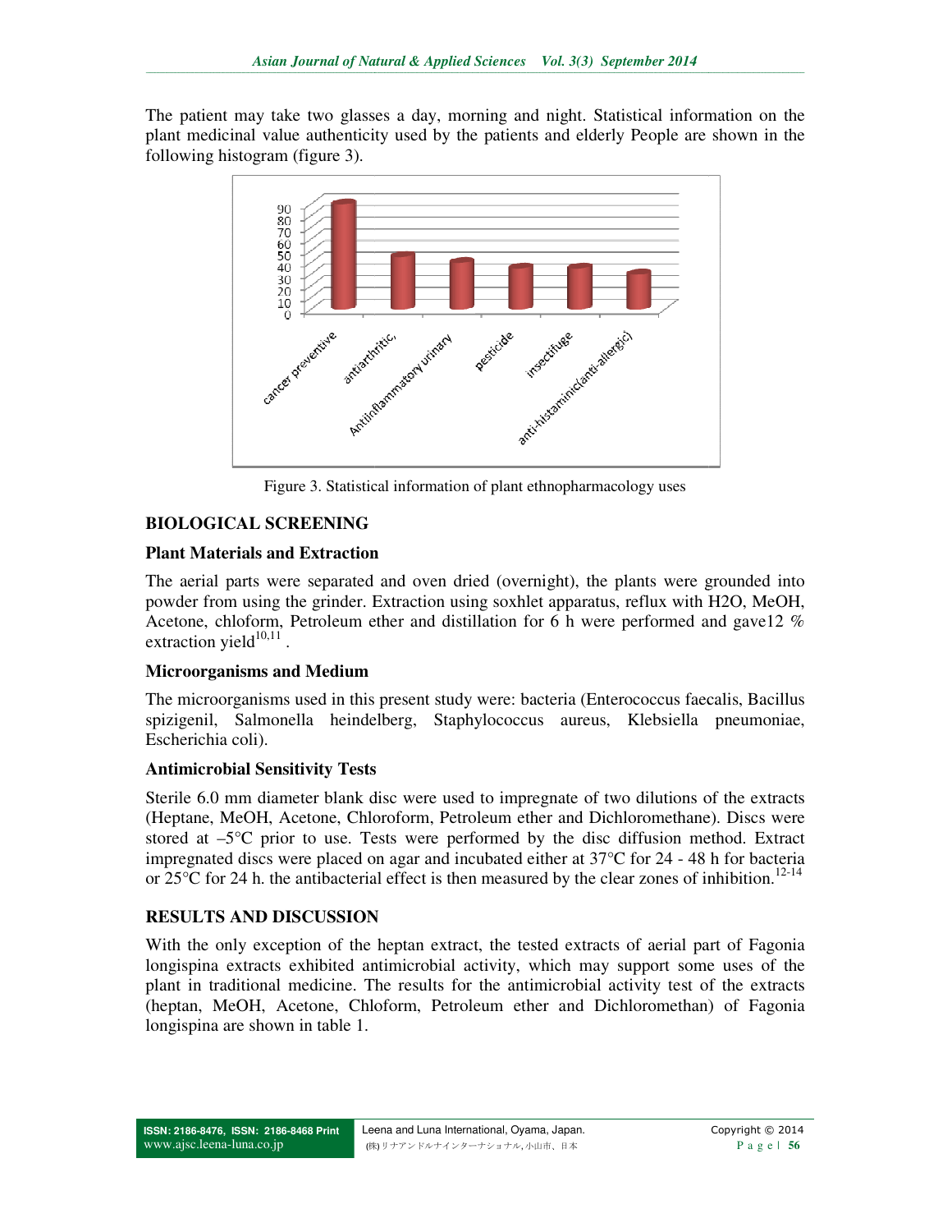The patient may take two glasses a day, morning and night. Statistical information on the plant medicinal value authenticity used by the patients and elderly People are shown in the following histogram (figure 3).

Figure 3. Statistical information of plant ethnopharmacology uses

## BIOLOGICAL SCREENING

### Plant Materials and Extraction

The aerial parts were separated and oven dried (overnight), the plants were grounded into powder from using the grinder. Extraction using soxhlet apparatus, reflux with H2O, MeOH, Acetone, chloform, Petroleum ether and distillation for 6 h were performed and gave12 % extraction yield[10,11] .

### Microorganisms and Medium

The microorganisms used in this present study were: bacteria (Enterococcus faecalis, Bacillus spizigenil, Salmonella heindelberg, Staphylococcus aureus, Klebsiella pneumoniae, Escherichia coli).

### Antimicrobial Sensitivity Tests

Sterile 6.0 mm diameter blank disc were used to impregnate of two dilutions of the extracts (Heptane, MeOH, Acetone, Chloroform, Petroleum ether and Dichloromethane). Discs were stored at –5°C prior to use. Tests were performed by the disc diffusion method. Extract impregnated discs were placed on agar and incubated either at 37°C for 24 - 48 h for bacteria or 25°C for 24 h. the antibacterial effect is then measured by the clear zones of inhibition.[12-14]

## RESULTS AND DISCUSSION

With the only exception of the heptan extract, the tested extracts of aerial part of Fagonia longispina extracts exhibited antimicrobial activity, which may support some uses of the plant in traditional medicine. The results for the antimicrobial activity test of the extracts (heptan, MeOH, Acetone, Chloform, Petroleum ether and Dichloromethan) of Fagonia longispina are shown in table 1.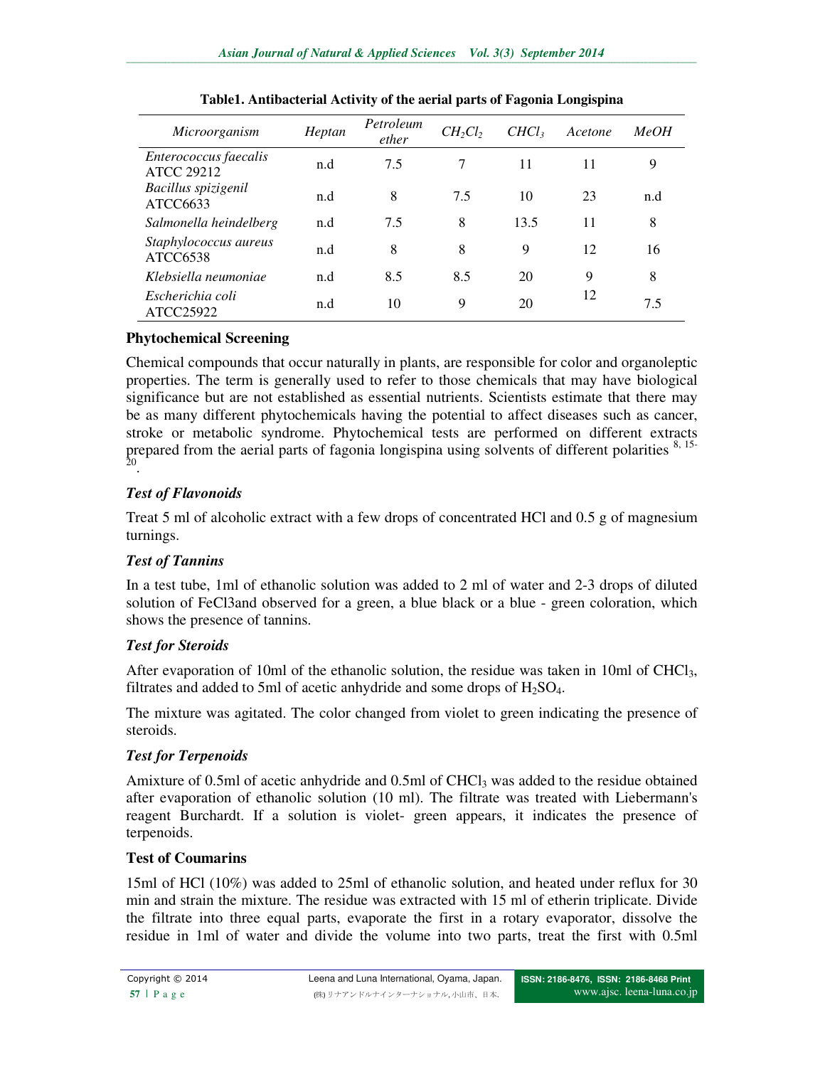**Table1. Antibacterial Activity of the aerial parts of Fagonia Longispina**

| *Microorganism* | *Heptan* | *Petroleum ether* | *$CH_2Cl_2$* | *$CHCl_3$* | *Acetone* | *MeOH* |
|---|---|---|---|---|---|---|
| *Enterococcus faecalis* ATCC 29212 | n.d | 7.5 | 7 | 11 | 11 | 9 |
| *Bacillus spizigenil* ATCC6633 | n.d | 8 | 7.5 | 10 | 23 | n.d |
| *Salmonella heindelberg* | n.d | 7.5 | 8 | 13.5 | 11 | 8 |
| *Staphylococcus aureus* ATCC6538 | n.d | 8 | 8 | 9 | 12 | 16 |
| *Klebsiella neumoniae* | n.d | 8.5 | 8.5 | 20 | 9 | 8 |
| *Escherichia coli* ATCC25922 | n.d | 10 | 9 | 20 | 12 | 7.5 |

**Phytochemical Screening**

Chemical compounds that occur naturally in plants, are responsible for color and organoleptic properties. The term is generally used to refer to those chemicals that may have biological significance but are not established as essential nutrients. Scientists estimate that there may be as many different phytochemicals having the potential to affect diseases such as cancer, stroke or metabolic syndrome. Phytochemical tests are performed on different extracts prepared from the aerial parts of fagonia longispina using solvents of different polarities [8, 15-20].

***Test of Flavonoids***

Treat 5 ml of alcoholic extract with a few drops of concentrated HCl and 0.5 g of magnesium turnings.

***Test of Tannins***

In a test tube, 1ml of ethanolic solution was added to 2 ml of water and 2-3 drops of diluted solution of FeCl3and observed for a green, a blue black or a blue - green coloration, which shows the presence of tannins.

***Test for Steroids***

After evaporation of 10ml of the ethanolic solution, the residue was taken in 10ml of $CHCl_3$, filtrates and added to 5ml of acetic anhydride and some drops of $H_2SO_4$.

The mixture was agitated. The color changed from violet to green indicating the presence of steroids.

***Test for Terpenoids***

Amixture of 0.5ml of acetic anhydride and 0.5ml of $CHCl_3$ was added to the residue obtained after evaporation of ethanolic solution (10 ml). The filtrate was treated with Liebermann's reagent Burchardt. If a solution is violet- green appears, it indicates the presence of terpenoids.

**Test of Coumarins**

15ml of HCl (10%) was added to 25ml of ethanolic solution, and heated under reflux for 30 min and strain the mixture. The residue was extracted with 15 ml of etherin triplicate. Divide the filtrate into three equal parts, evaporate the first in a rotary evaporator, dissolve the residue in 1ml of water and divide the volume into two parts, treat the first with 0.5ml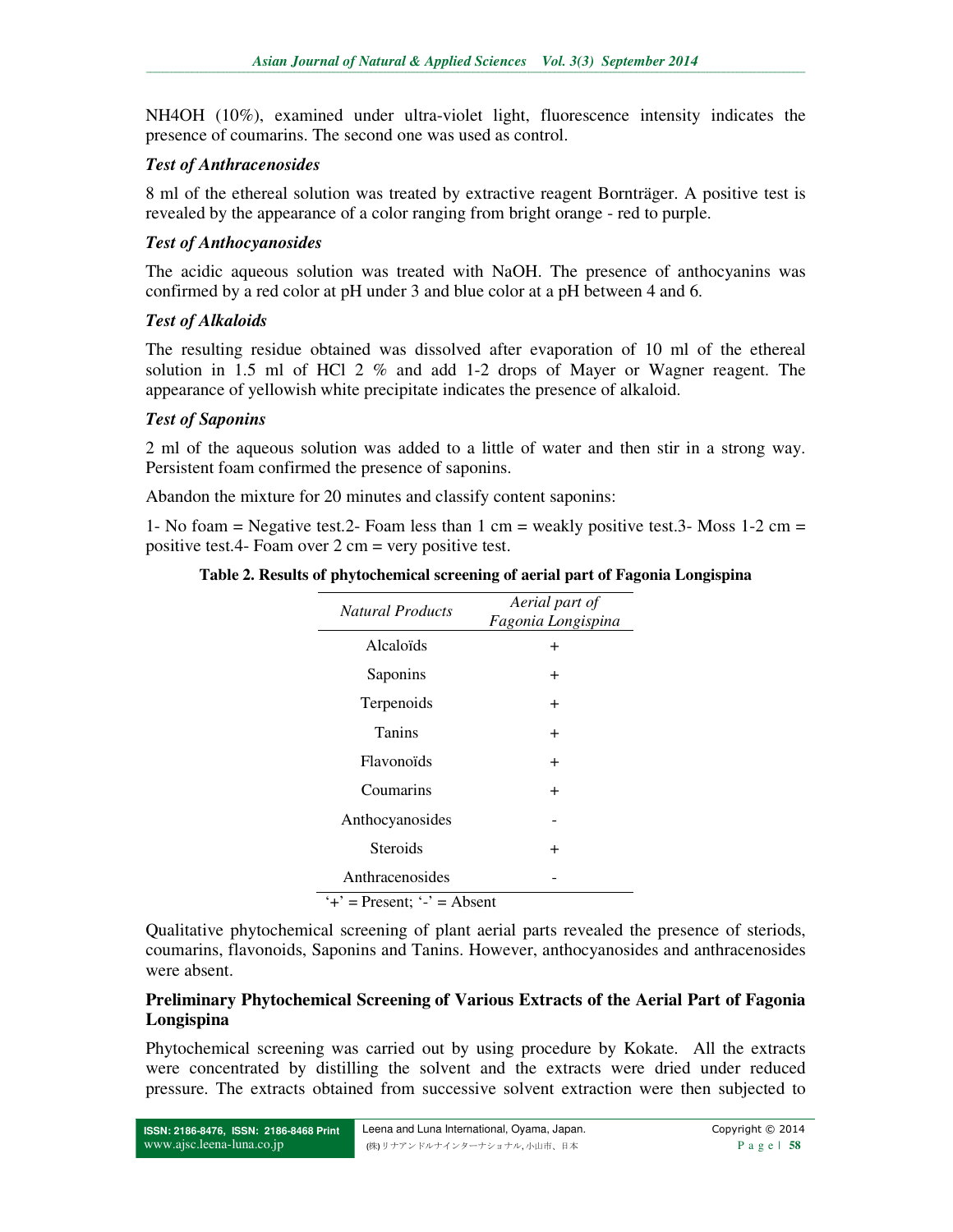$NH_4OH$ (10%), examined under ultra-violet light, fluorescence intensity indicates the presence of coumarins. The second one was used as control.

### *Test of Anthracenosides*

8 ml of the ethereal solution was treated by extractive reagent Bornträger. A positive test is revealed by the appearance of a color ranging from bright orange - red to purple.

### *Test of Anthocyanosides*

The acidic aqueous solution was treated with NaOH. The presence of anthocyanins was confirmed by a red color at pH under 3 and blue color at a pH between 4 and 6.

### *Test of Alkaloids*

The resulting residue obtained was dissolved after evaporation of 10 ml of the ethereal solution in 1.5 ml of HCl 2 % and add 1-2 drops of Mayer or Wagner reagent. The appearance of yellowish white precipitate indicates the presence of alkaloid.

### *Test of Saponins*

2 ml of the aqueous solution was added to a little of water and then stir in a strong way. Persistent foam confirmed the presence of saponins.

Abandon the mixture for 20 minutes and classify content saponins:

1- No foam = Negative test.2- Foam less than 1 cm = weakly positive test.3- Moss 1-2 cm = positive test.4- Foam over 2 cm = very positive test.

**Table 2. Results of phytochemical screening of aerial part of Fagonia Longispina**

| *Natural Products* | *Aerial part of Fagonia Longispina* |
|---|---|
| Alcaloïds | + |
| Saponins | + |
| Terpenoids | + |
| Tanins | + |
| Flavonoïds | + |
| Coumarins | + |
| Anthocyanosides | - |
| Steroids | + |
| Anthracenosides | - |

'+' = Present; '-' = Absent

Qualitative phytochemical screening of plant aerial parts revealed the presence of steriods, coumarins, flavonoids, Saponins and Tanins. However, anthocyanosides and anthracenosides were absent.

### **Preliminary Phytochemical Screening of Various Extracts of the Aerial Part of Fagonia Longispina**

Phytochemical screening was carried out by using procedure by Kokate. All the extracts were concentrated by distilling the solvent and the extracts were dried under reduced pressure. The extracts obtained from successive solvent extraction were then subjected to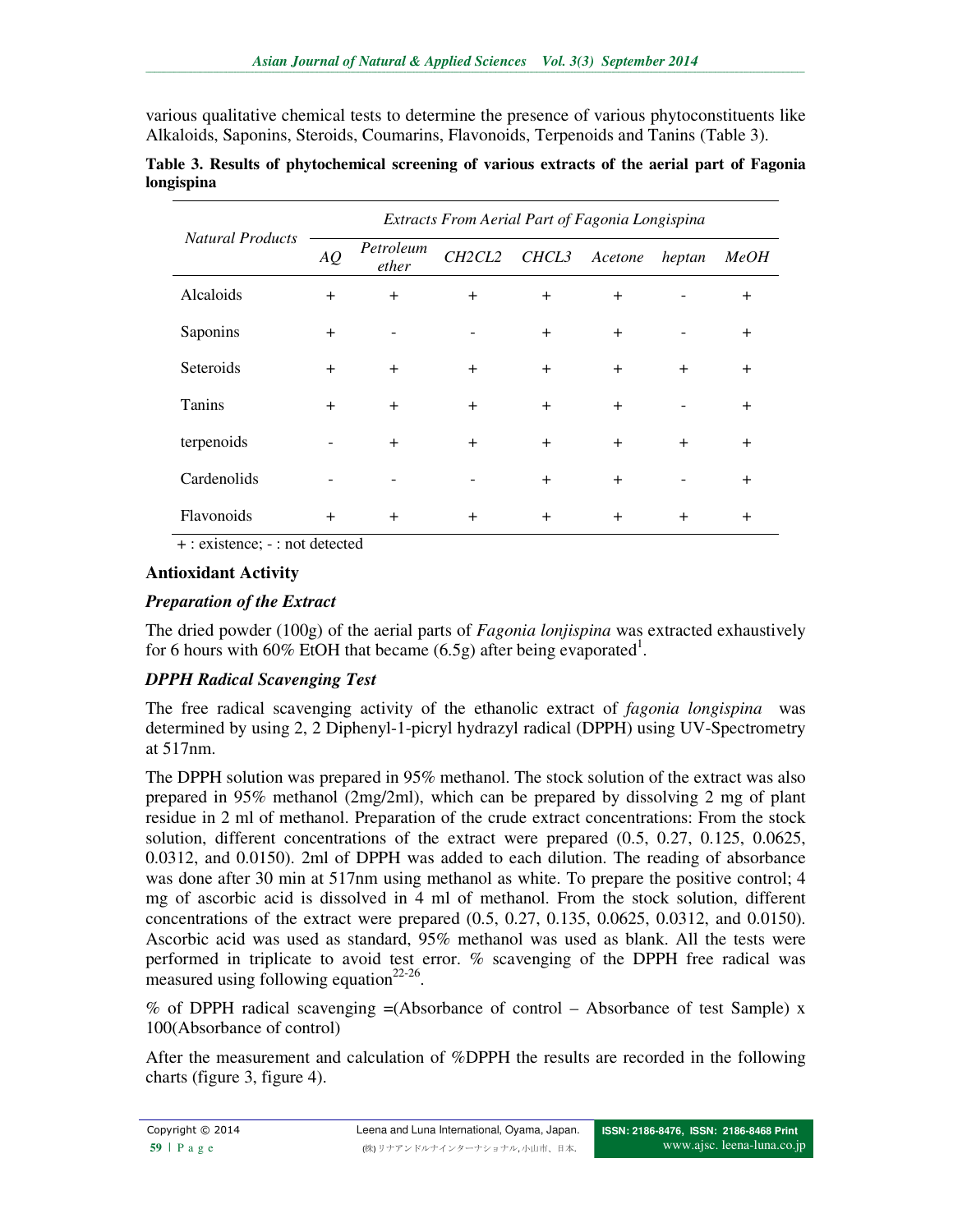various qualitative chemical tests to determine the presence of various phytoconstituents like Alkaloids, Saponins, Steroids, Coumarins, Flavonoids, Terpenoids and Tanins (Table 3).

**Table 3. Results of phytochemical screening of various extracts of the aerial part of Fagonia longispina**

| *Natural Products* | *Extracts From Aerial Part of Fagonia Longispina* | | | | | | |
|---|---|---|---|---|---|---|---|
| | *AQ* | *Petroleum ether* | *CH2CL2* | *CHCL3* | *Acetone* | *heptan* | *MeOH* |
| Alcaloids | + | + | + | + | + | - | + |
| Saponins | + | - | - | + | + | - | + |
| Seteroids | + | + | + | + | + | + | + |
| Tanins | + | + | + | + | + | - | + |
| terpenoids | - | + | + | + | + | + | + |
| Cardenolids | - | - | - | + | + | - | + |
| Flavonoids | + | + | + | + | + | + | + |

+ : existence; - : not detected

### Antioxidant Activity

#### *Preparation of the Extract*

The dried powder (100g) of the aerial parts of *Fagonia lonjispina* was extracted exhaustively for 6 hours with 60% EtOH that became (6.5g) after being evaporated[1].

#### *DPPH Radical Scavenging Test*

The free radical scavenging activity of the ethanolic extract of *fagonia longispina* was determined by using 2, 2 Diphenyl-1-picryl hydrazyl radical (DPPH) using UV-Spectrometry at 517nm.

The DPPH solution was prepared in 95% methanol. The stock solution of the extract was also prepared in 95% methanol (2mg/2ml), which can be prepared by dissolving 2 mg of plant residue in 2 ml of methanol. Preparation of the crude extract concentrations: From the stock solution, different concentrations of the extract were prepared (0.5, 0.27, 0.125, 0.0625, 0.0312, and 0.0150). 2ml of DPPH was added to each dilution. The reading of absorbance was done after 30 min at 517nm using methanol as white. To prepare the positive control; 4 mg of ascorbic acid is dissolved in 4 ml of methanol. From the stock solution, different concentrations of the extract were prepared (0.5, 0.27, 0.135, 0.0625, 0.0312, and 0.0150). Ascorbic acid was used as standard, 95% methanol was used as blank. All the tests were performed in triplicate to avoid test error. % scavenging of the DPPH free radical was measured using following equation[22-26].

% of DPPH radical scavenging =(Absorbance of control – Absorbance of test Sample) x 100(Absorbance of control)

After the measurement and calculation of %DPPH the results are recorded in the following charts (figure 3, figure 4).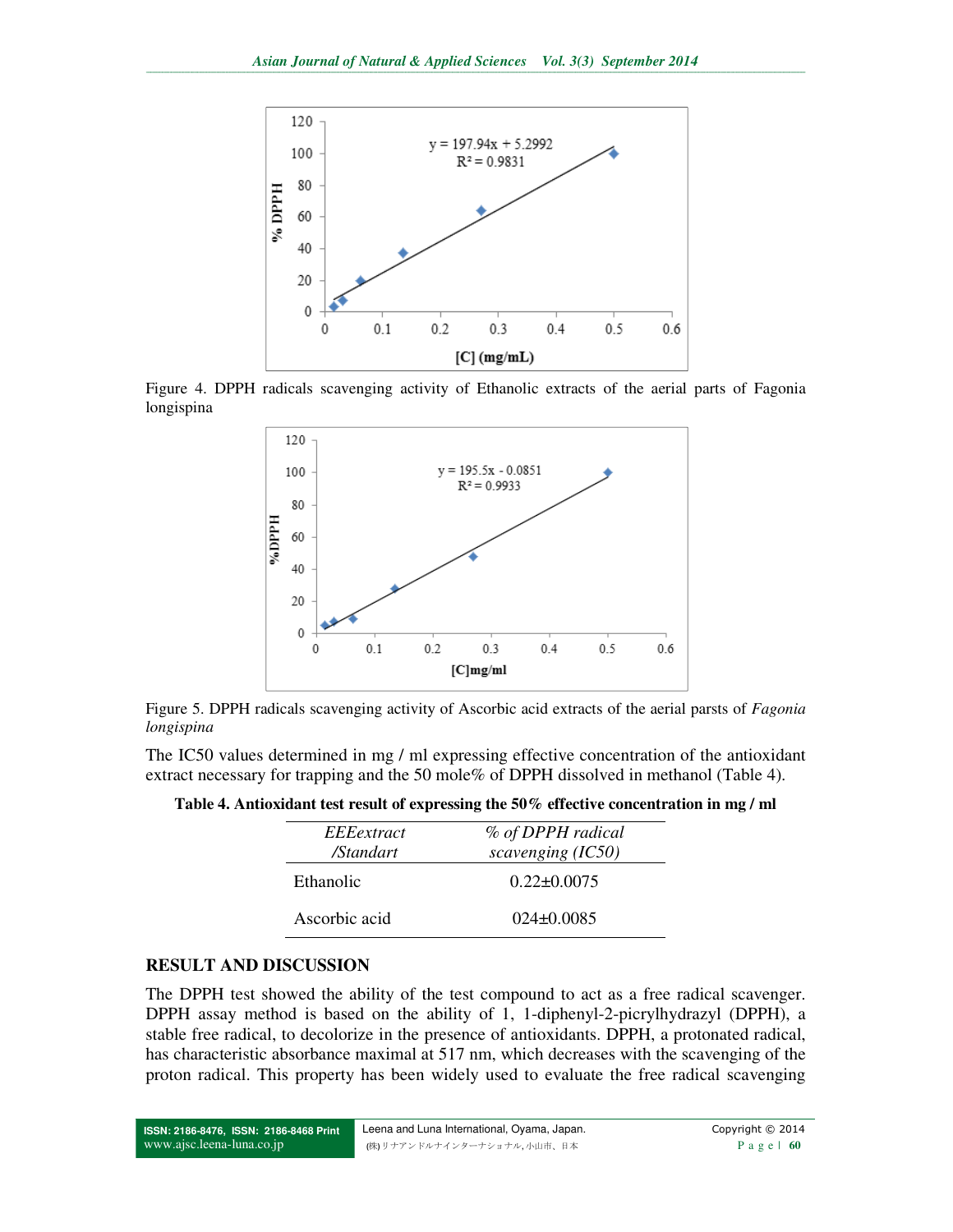Figure 4. DPPH radicals scavenging activity of Ethanolic extracts of the aerial parts of Fagonia longispina

Figure 5. DPPH radicals scavenging activity of Ascorbic acid extracts of the aerial parsts of *Fagonia longispina*

The IC50 values determined in mg / ml expressing effective concentration of the antioxidant extract necessary for trapping and the 50 mole% of DPPH dissolved in methanol (Table 4).

**Table 4. Antioxidant test result of expressing the 50% effective concentration in mg / ml**

| *EEEextract /Standart* | *% of DPPH radical scavenging (IC50)* |
|---|---|
| Ethanolic | 0.22±0.0075 |
| Ascorbic acid | 024±0.0085 |

## RESULT AND DISCUSSION

The DPPH test showed the ability of the test compound to act as a free radical scavenger. DPPH assay method is based on the ability of 1, 1-diphenyl-2-picrylhydrazyl (DPPH), a stable free radical, to decolorize in the presence of antioxidants. DPPH, a protonated radical, has characteristic absorbance maximal at 517 nm, which decreases with the scavenging of the proton radical. This property has been widely used to evaluate the free radical scavenging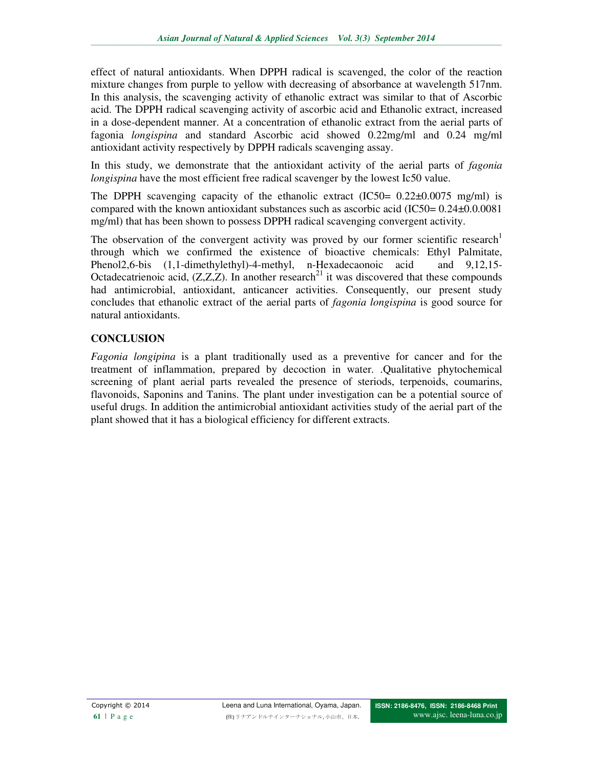effect of natural antioxidants. When DPPH radical is scavenged, the color of the reaction mixture changes from purple to yellow with decreasing of absorbance at wavelength 517nm. In this analysis, the scavenging activity of ethanolic extract was similar to that of Ascorbic acid. The DPPH radical scavenging activity of ascorbic acid and Ethanolic extract, increased in a dose-dependent manner. At a concentration of ethanolic extract from the aerial parts of fagonia *longispina* and standard Ascorbic acid showed 0.22mg/ml and 0.24 mg/ml antioxidant activity respectively by DPPH radicals scavenging assay.

In this study, we demonstrate that the antioxidant activity of the aerial parts of *fagonia longispina* have the most efficient free radical scavenger by the lowest Ic50 value.

The DPPH scavenging capacity of the ethanolic extract (IC50= 0.22±0.0075 mg/ml) is compared with the known antioxidant substances such as ascorbic acid (IC50= 0.24±0.0.0081 mg/ml) that has been shown to possess DPPH radical scavenging convergent activity.

The observation of the convergent activity was proved by our former scientific research[1] through which we confirmed the existence of bioactive chemicals: Ethyl Palmitate, Phenol2,6-bis (1,1-dimethylethyl)-4-methyl, n-Hexadecaonoic acid and 9,12,15-Octadecatrienoic acid, (Z,Z,Z). In another research[21] it was discovered that these compounds had antimicrobial, antioxidant, anticancer activities. Consequently, our present study concludes that ethanolic extract of the aerial parts of *fagonia longispina* is good source for natural antioxidants.

## CONCLUSION

*Fagonia longipina* is a plant traditionally used as a preventive for cancer and for the treatment of inflammation, prepared by decoction in water. .Qualitative phytochemical screening of plant aerial parts revealed the presence of steriods, terpenoids, coumarins, flavonoids, Saponins and Tanins. The plant under investigation can be a potential source of useful drugs. In addition the antimicrobial antioxidant activities study of the aerial part of the plant showed that it has a biological efficiency for different extracts.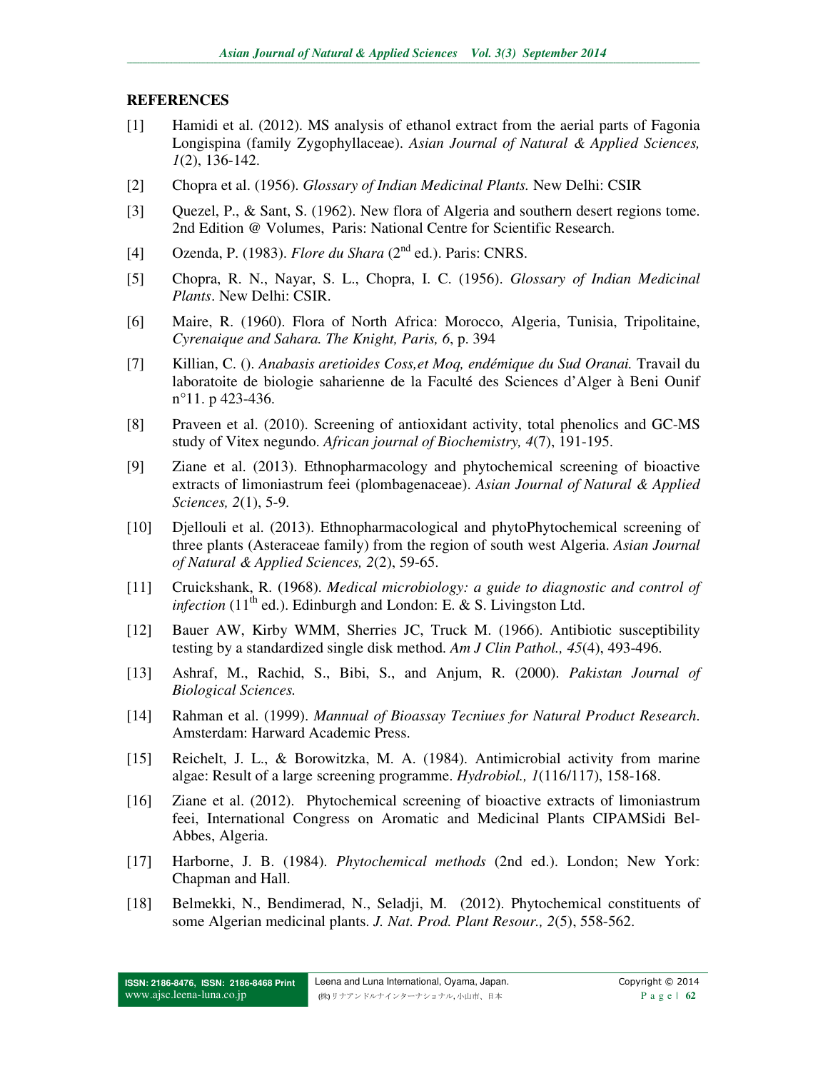## REFERENCES

[1] Hamidi et al. (2012). MS analysis of ethanol extract from the aerial parts of Fagonia Longispina (family Zygophyllaceae). *Asian Journal of Natural & Applied Sciences, 1*(2), 136-142.

[2] Chopra et al. (1956). *Glossary of Indian Medicinal Plants.* New Delhi: CSIR

[3] Quezel, P., & Sant, S. (1962). New flora of Algeria and southern desert regions tome. 2nd Edition @ Volumes, Paris: National Centre for Scientific Research.

[4] Ozenda, P. (1983). *Flore du Shara* (2nd ed.). Paris: CNRS.

[5] Chopra, R. N., Nayar, S. L., Chopra, I. C. (1956). *Glossary of Indian Medicinal Plants*. New Delhi: CSIR.

[6] Maire, R. (1960). Flora of North Africa: Morocco, Algeria, Tunisia, Tripolitaine, *Cyrenaique and Sahara. The Knight, Paris, 6*, p. 394

[7] Killian, C. (). *Anabasis aretioides Coss,et Moq, endémique du Sud Oranai.* Travail du laboratoite de biologie saharienne de la Faculté des Sciences d'Alger à Beni Ounif n°11. p 423-436.

[8] Praveen et al. (2010). Screening of antioxidant activity, total phenolics and GC-MS study of Vitex negundo. *African journal of Biochemistry, 4*(7), 191-195.

[9] Ziane et al. (2013). Ethnopharmacology and phytochemical screening of bioactive extracts of limoniastrum feei (plombagenaceae). *Asian Journal of Natural & Applied Sciences, 2*(1), 5-9.

[10] Djellouli et al. (2013). Ethnopharmacological and phytoPhytochemical screening of three plants (Asteraceae family) from the region of south west Algeria. *Asian Journal of Natural & Applied Sciences, 2*(2), 59-65.

[11] Cruickshank, R. (1968). *Medical microbiology: a guide to diagnostic and control of infection* (11th ed.). Edinburgh and London: E. & S. Livingston Ltd.

[12] Bauer AW, Kirby WMM, Sherries JC, Truck M. (1966). Antibiotic susceptibility testing by a standardized single disk method. *Am J Clin Pathol., 45*(4), 493-496.

[13] Ashraf, M., Rachid, S., Bibi, S., and Anjum, R. (2000). *Pakistan Journal of Biological Sciences.*

[14] Rahman et al. (1999). *Mannual of Bioassay Tecniues for Natural Product Research.* Amsterdam: Harward Academic Press.

[15] Reichelt, J. L., & Borowitzka, M. A. (1984). Antimicrobial activity from marine algae: Result of a large screening programme. *Hydrobiol., 1*(116/117), 158-168.

[16] Ziane et al. (2012). Phytochemical screening of bioactive extracts of limoniastrum feei, International Congress on Aromatic and Medicinal Plants CIPAMSidi Bel-Abbes, Algeria.

[17] Harborne, J. B. (1984). *Phytochemical methods* (2nd ed.). London; New York: Chapman and Hall.

[18] Belmekki, N., Bendimerad, N., Seladji, M. (2012). Phytochemical constituents of some Algerian medicinal plants. *J. Nat. Prod. Plant Resour., 2*(5), 558-562.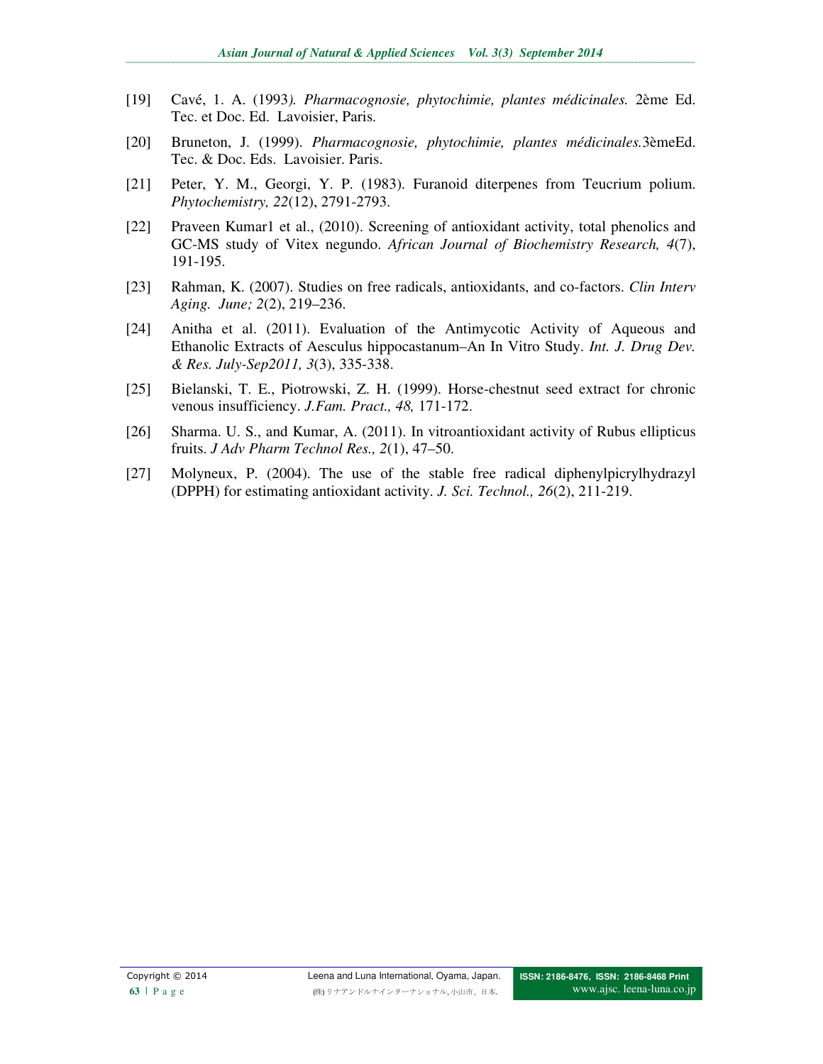[19] Cavé, 1. A. (1993*). Pharmacognosie, phytochimie, plantes médicinales.* 2ème Ed. Tec. et Doc. Ed. Lavoisier, Paris.

[20] Bruneton, J. (1999). *Pharmacognosie, phytochimie, plantes médicinales.*3èmeEd. Tec. & Doc. Eds. Lavoisier. Paris.

[21] Peter, Y. M., Georgi, Y. P. (1983). Furanoid diterpenes from Teucrium polium. *Phytochemistry, 22*(12), 2791-2793.

[22] Praveen Kumar1 et al., (2010). Screening of antioxidant activity, total phenolics and GC-MS study of Vitex negundo. *African Journal of Biochemistry Research, 4*(7), 191-195.

[23] Rahman, K. (2007). Studies on free radicals, antioxidants, and co-factors. *Clin Interv Aging. June; 2*(2), 219–236.

[24] Anitha et al. (2011). Evaluation of the Antimycotic Activity of Aqueous and Ethanolic Extracts of Aesculus hippocastanum–An In Vitro Study. *Int. J. Drug Dev. & Res. July-Sep2011, 3*(3), 335-338.

[25] Bielanski, T. E., Piotrowski, Z. H. (1999). Horse-chestnut seed extract for chronic venous insufficiency. *J.Fam. Pract., 48,* 171-172.

[26] Sharma. U. S., and Kumar, A. (2011). In vitroantioxidant activity of Rubus ellipticus fruits. *J Adv Pharm Technol Res., 2*(1), 47–50.

[27] Molyneux, P. (2004). The use of the stable free radical diphenylpicrylhydrazyl (DPPH) for estimating antioxidant activity. *J. Sci. Technol., 26*(2), 211-219.